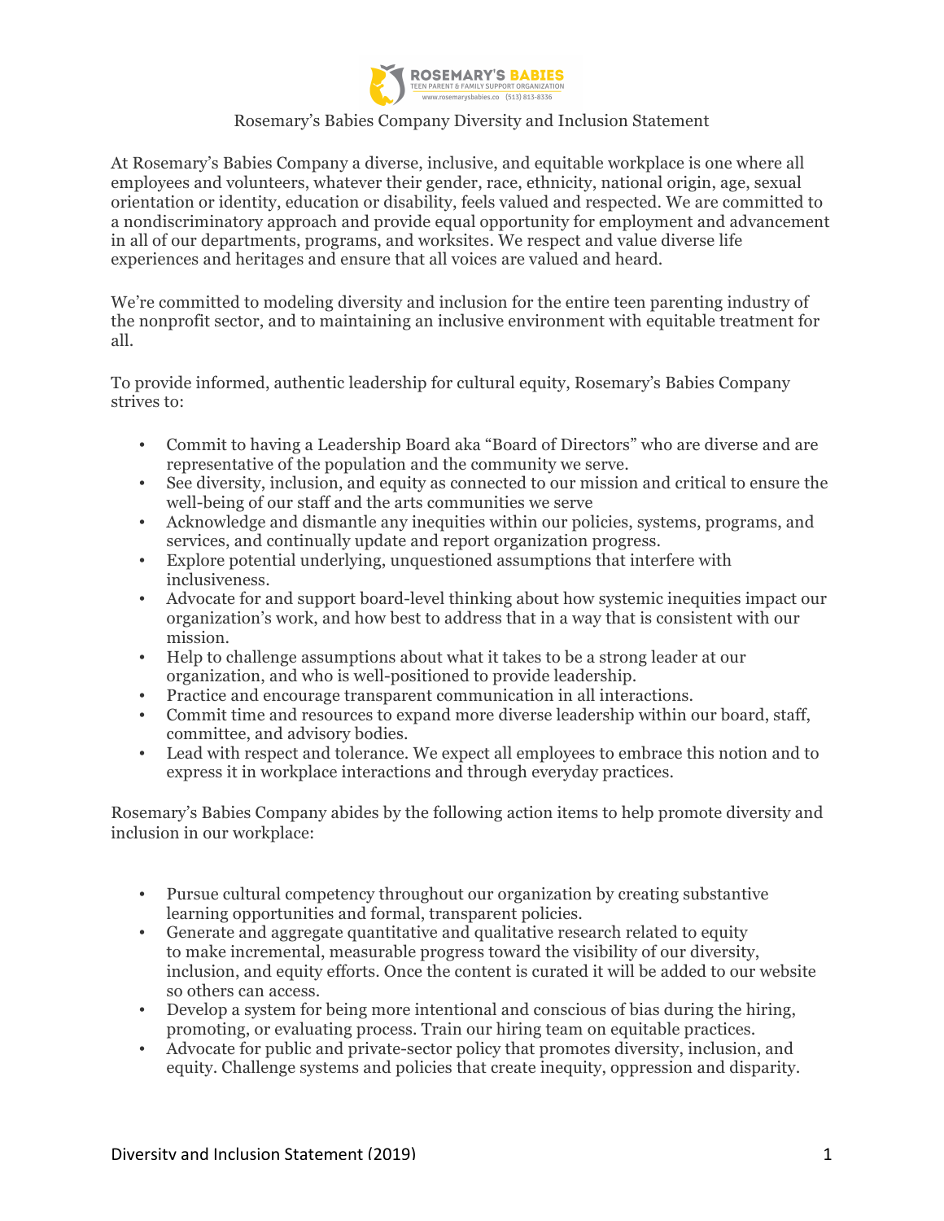Rosemary's Babies Company Diversity and Inclusion Statement

At Rosemary's Babies Company a diverse, inclusive, and equitable workplace is one where all employees and volunteers, whatever their gender, race, ethnicity, national origin, age, sexual orientation or identity, education or disability, feels valued and respected. We are committed to a nondiscriminatory approach and provide equal opportunity for employment and advancement in all of our departments, programs, and worksites. We respect and value diverse life experiences and heritages and ensure that all voices are valued and heard.

We're committed to modeling diversity and inclusion for the entire teen parenting industry of the nonprofit sector, and to maintaining an inclusive environment with equitable treatment for all.

To provide informed, authentic leadership for cultural equity, Rosemary's Babies Company strives to:

- Commit to having a Leadership Board aka "Board of Directors" who are diverse and are representative of the population and the community we serve.
- See diversity, inclusion, and equity as connected to our mission and critical to ensure the well-being of our staff and the arts communities we serve
- Acknowledge and dismantle any inequities within our policies, systems, programs, and services, and continually update and report organization progress.
- Explore potential underlying, unquestioned assumptions that interfere with inclusiveness.
- Advocate for and support board-level thinking about how systemic inequities impact our organization's work, and how best to address that in a way that is consistent with our mission.
- Help to challenge assumptions about what it takes to be a strong leader at our organization, and who is well-positioned to provide leadership.
- Practice and encourage transparent communication in all interactions.
- Commit time and resources to expand more diverse leadership within our board, staff, committee, and advisory bodies.
- Lead with respect and tolerance. We expect all employees to embrace this notion and to express it in workplace interactions and through everyday practices.

Rosemary's Babies Company abides by the following action items to help promote diversity and inclusion in our workplace:

- Pursue cultural competency throughout our organization by creating substantive learning opportunities and formal, transparent policies.
- Generate and aggregate quantitative and qualitative research related to equity to make incremental, measurable progress toward the visibility of our diversity, inclusion, and equity efforts. Once the content is curated it will be added to our website so others can access.
- Develop a system for being more intentional and conscious of bias during the hiring, promoting, or evaluating process. Train our hiring team on equitable practices.
- Advocate for public and private-sector policy that promotes diversity, inclusion, and equity. Challenge systems and policies that create inequity, oppression and disparity.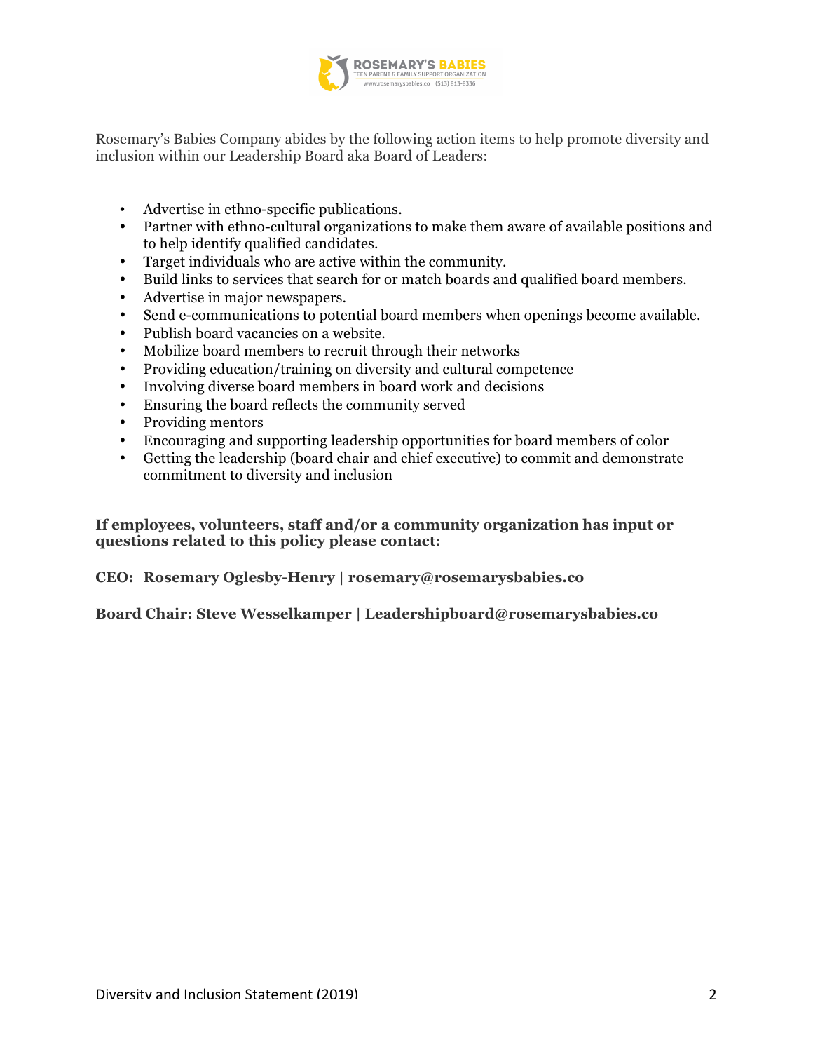Rosemary's Babies Company abides by the following action items to help promote diversity and inclusion within our Leadership Board aka Board of Leaders:

- Advertise in ethno-specific publications.
- Partner with ethno-cultural organizations to make them aware of available positions and to help identify qualified candidates.
- Target individuals who are active within the community.
- Build links to services that search for or match boards and qualified board members.
- Advertise in major newspapers.
- Send e-communications to potential board members when openings become available.
- Publish board vacancies on a website.
- Mobilize board members to recruit through their networks
- Providing education/training on diversity and cultural competence
- Involving diverse board members in board work and decisions
- Ensuring the board reflects the community served
- Providing mentors
- Encouraging and supporting leadership opportunities for board members of color
- Getting the leadership (board chair and chief executive) to commit and demonstrate commitment to diversity and inclusion

**If employees, volunteers, staff and/or a community organization has input or questions related to this policy please contact:**

**CEO: Rosemary Oglesby-Henry | rosemary@rosemarysbabies.co**

**Board Chair: Steve Wesselkamper | Leadershipboard@rosemarysbabies.co**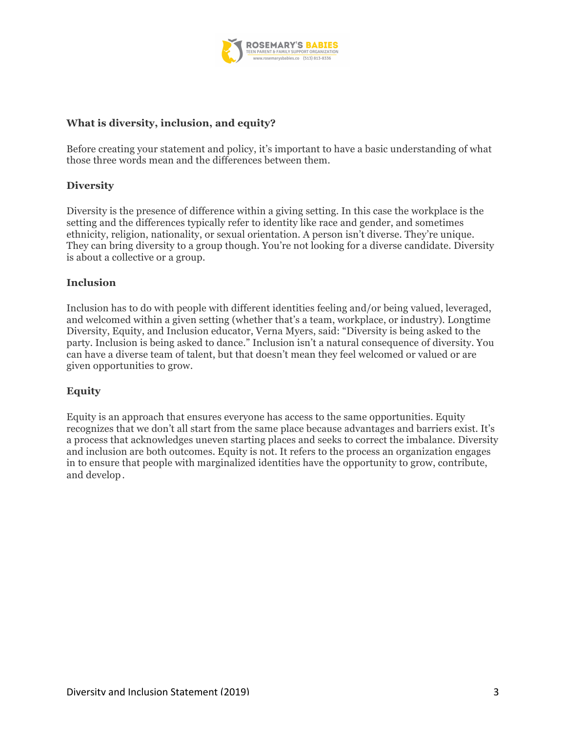**What is diversity, inclusion, and equity?**

Before creating your statement and policy, it's important to have a basic understanding of what those three words mean and the differences between them.

**Diversity**

Diversity is the presence of difference within a giving setting. In this case the workplace is the setting and the differences typically refer to identity like race and gender, and sometimes ethnicity, religion, nationality, or sexual orientation. A person isn't diverse. They're unique. They can bring diversity to a group though. You're not looking for a diverse candidate. Diversity is about a collective or a group.

**Inclusion**

Inclusion has to do with people with different identities feeling and/or being valued, leveraged, and welcomed within a given setting (whether that's a team, workplace, or industry). Longtime Diversity, Equity, and Inclusion educator, Verna Myers, said: "Diversity is being asked to the party. Inclusion is being asked to dance." Inclusion isn't a natural consequence of diversity. You can have a diverse team of talent, but that doesn't mean they feel welcomed or valued or are given opportunities to grow.

**Equity**

Equity is an approach that ensures everyone has access to the same opportunities. Equity recognizes that we don't all start from the same place because advantages and barriers exist. It's a process that acknowledges uneven starting places and seeks to correct the imbalance. Diversity and inclusion are both outcomes. Equity is not. It refers to the process an organization engages in to ensure that people with marginalized identities have the opportunity to grow, contribute, and develop.